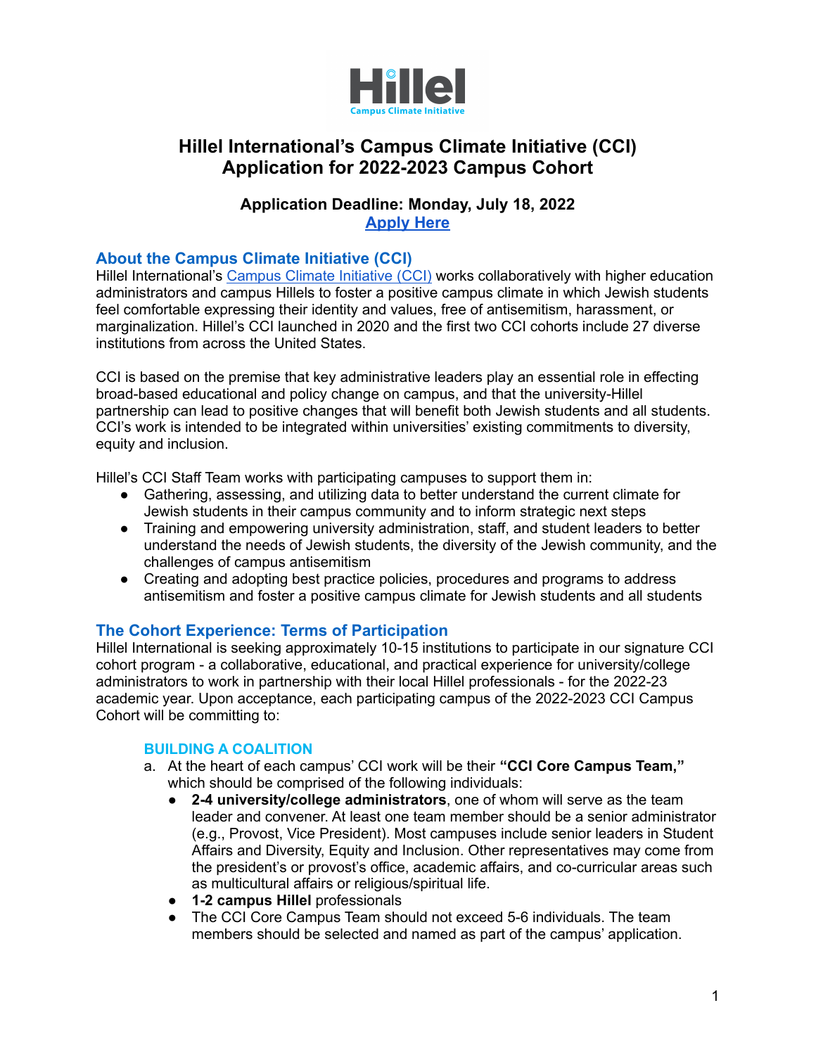# Hillel International's Campus Climate Initiative (CCI) Application for 2022-2023 Campus Cohort

**Application Deadline: Monday, July 18, 2022**

**Apply Here**

## About the Campus Climate Initiative (CCI)

Hillel International's Campus Climate Initiative (CCI) works collaboratively with higher education administrators and campus Hillels to foster a positive campus climate in which Jewish students feel comfortable expressing their identity and values, free of antisemitism, harassment, or marginalization. Hillel's CCI launched in 2020 and the first two CCI cohorts include 27 diverse institutions from across the United States.

CCI is based on the premise that key administrative leaders play an essential role in effecting broad-based educational and policy change on campus, and that the university-Hillel partnership can lead to positive changes that will benefit both Jewish students and all students. CCI's work is intended to be integrated within universities' existing commitments to diversity, equity and inclusion.

Hillel's CCI Staff Team works with participating campuses to support them in:

- Gathering, assessing, and utilizing data to better understand the current climate for Jewish students in their campus community and to inform strategic next steps
- Training and empowering university administration, staff, and student leaders to better understand the needs of Jewish students, the diversity of the Jewish community, and the challenges of campus antisemitism
- Creating and adopting best practice policies, procedures and programs to address antisemitism and foster a positive campus climate for Jewish students and all students

## The Cohort Experience: Terms of Participation

Hillel International is seeking approximately 10-15 institutions to participate in our signature CCI cohort program - a collaborative, educational, and practical experience for university/college administrators to work in partnership with their local Hillel professionals - for the 2022-23 academic year. Upon acceptance, each participating campus of the 2022-2023 CCI Campus Cohort will be committing to:

### BUILDING A COALITION

a. At the heart of each campus' CCI work will be their **"CCI Core Campus Team,"** which should be comprised of the following individuals:
   - **2-4 university/college administrators**, one of whom will serve as the team leader and convener. At least one team member should be a senior administrator (e.g., Provost, Vice President). Most campuses include senior leaders in Student Affairs and Diversity, Equity and Inclusion. Other representatives may come from the president's or provost's office, academic affairs, and co-curricular areas such as multicultural affairs or religious/spiritual life.
   - **1-2 campus Hillel** professionals
   - The CCI Core Campus Team should not exceed 5-6 individuals. The team members should be selected and named as part of the campus' application.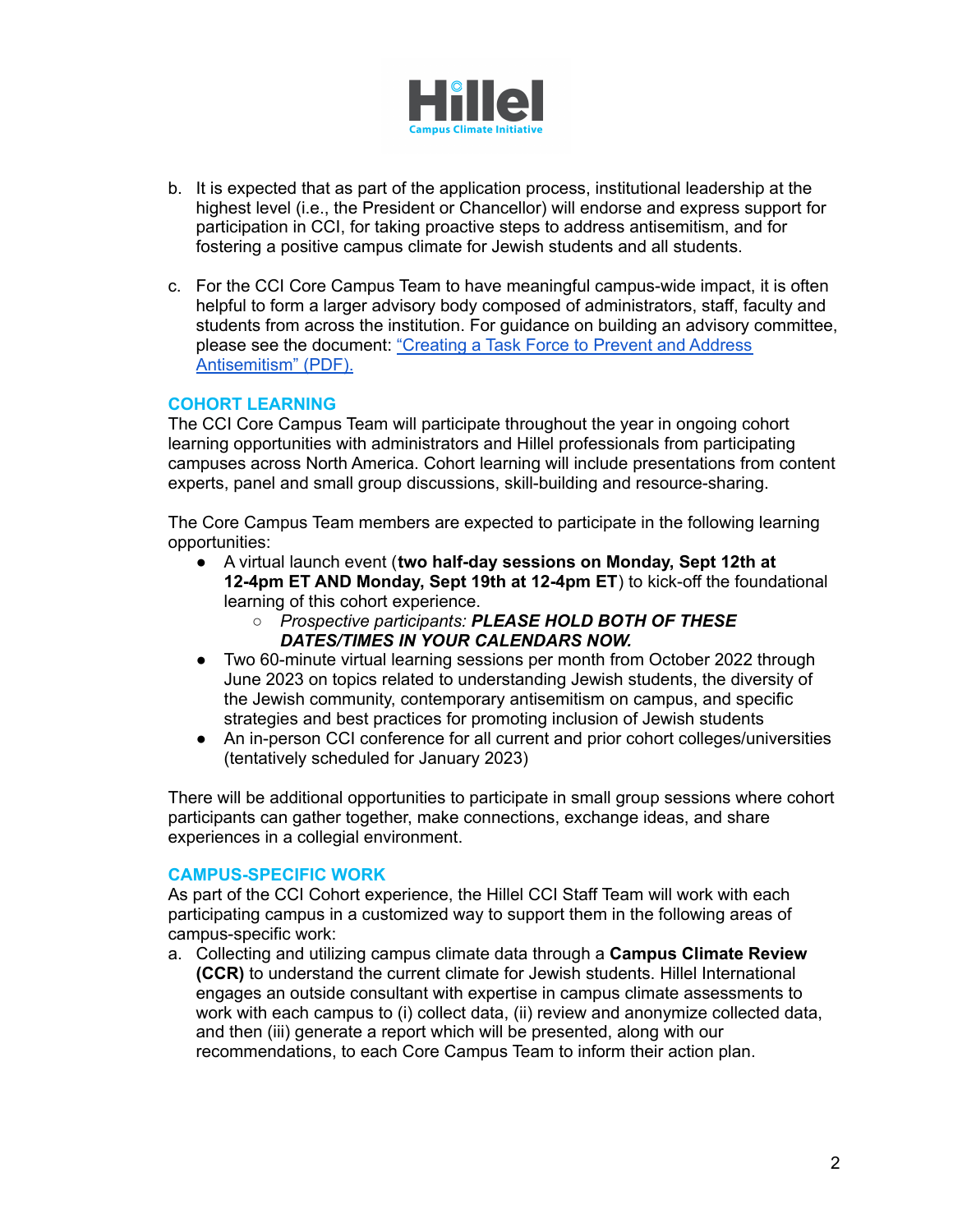b. It is expected that as part of the application process, institutional leadership at the highest level (i.e., the President or Chancellor) will endorse and express support for participation in CCI, for taking proactive steps to address antisemitism, and for fostering a positive campus climate for Jewish students and all students.

c. For the CCI Core Campus Team to have meaningful campus-wide impact, it is often helpful to form a larger advisory body composed of administrators, staff, faculty and students from across the institution. For guidance on building an advisory committee, please see the document: "Creating a Task Force to Prevent and Address Antisemitism" (PDF).

## COHORT LEARNING

The CCI Core Campus Team will participate throughout the year in ongoing cohort learning opportunities with administrators and Hillel professionals from participating campuses across North America. Cohort learning will include presentations from content experts, panel and small group discussions, skill-building and resource-sharing.

The Core Campus Team members are expected to participate in the following learning opportunities:

- A virtual launch event (**two half-day sessions on Monday, Sept 12th at 12-4pm ET AND Monday, Sept 19th at 12-4pm ET**) to kick-off the foundational learning of this cohort experience.
  - *Prospective participants:* ***PLEASE HOLD BOTH OF THESE DATES/TIMES IN YOUR CALENDARS NOW.***
- Two 60-minute virtual learning sessions per month from October 2022 through June 2023 on topics related to understanding Jewish students, the diversity of the Jewish community, contemporary antisemitism on campus, and specific strategies and best practices for promoting inclusion of Jewish students
- An in-person CCI conference for all current and prior cohort colleges/universities (tentatively scheduled for January 2023)

There will be additional opportunities to participate in small group sessions where cohort participants can gather together, make connections, exchange ideas, and share experiences in a collegial environment.

## CAMPUS-SPECIFIC WORK

As part of the CCI Cohort experience, the Hillel CCI Staff Team will work with each participating campus in a customized way to support them in the following areas of campus-specific work:

a. Collecting and utilizing campus climate data through a **Campus Climate Review (CCR)** to understand the current climate for Jewish students. Hillel International engages an outside consultant with expertise in campus climate assessments to work with each campus to (i) collect data, (ii) review and anonymize collected data, and then (iii) generate a report which will be presented, along with our recommendations, to each Core Campus Team to inform their action plan.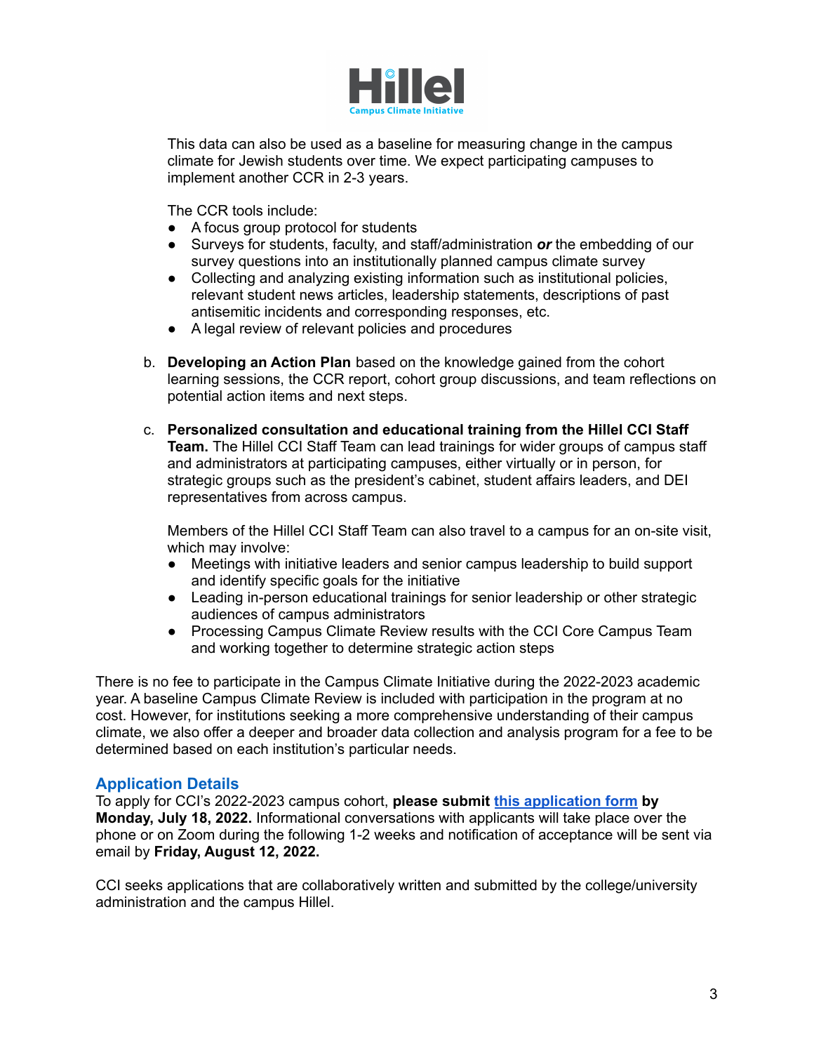This data can also be used as a baseline for measuring change in the campus climate for Jewish students over time. We expect participating campuses to implement another CCR in 2-3 years.

The CCR tools include:

- A focus group protocol for students
- Surveys for students, faculty, and staff/administration ***or*** the embedding of our survey questions into an institutionally planned campus climate survey
- Collecting and analyzing existing information such as institutional policies, relevant student news articles, leadership statements, descriptions of past antisemitic incidents and corresponding responses, etc.
- A legal review of relevant policies and procedures

b. **Developing an Action Plan** based on the knowledge gained from the cohort learning sessions, the CCR report, cohort group discussions, and team reflections on potential action items and next steps.

c. **Personalized consultation and educational training from the Hillel CCI Staff Team.** The Hillel CCI Staff Team can lead trainings for wider groups of campus staff and administrators at participating campuses, either virtually or in person, for strategic groups such as the president's cabinet, student affairs leaders, and DEI representatives from across campus.

Members of the Hillel CCI Staff Team can also travel to a campus for an on-site visit, which may involve:

- Meetings with initiative leaders and senior campus leadership to build support and identify specific goals for the initiative
- Leading in-person educational trainings for senior leadership or other strategic audiences of campus administrators
- Processing Campus Climate Review results with the CCI Core Campus Team and working together to determine strategic action steps

There is no fee to participate in the Campus Climate Initiative during the 2022-2023 academic year. A baseline Campus Climate Review is included with participation in the program at no cost. However, for institutions seeking a more comprehensive understanding of their campus climate, we also offer a deeper and broader data collection and analysis program for a fee to be determined based on each institution's particular needs.

## Application Details

To apply for CCI's 2022-2023 campus cohort, **please submit this application form by Monday, July 18, 2022.** Informational conversations with applicants will take place over the phone or on Zoom during the following 1-2 weeks and notification of acceptance will be sent via email by **Friday, August 12, 2022.**

CCI seeks applications that are collaboratively written and submitted by the college/university administration and the campus Hillel.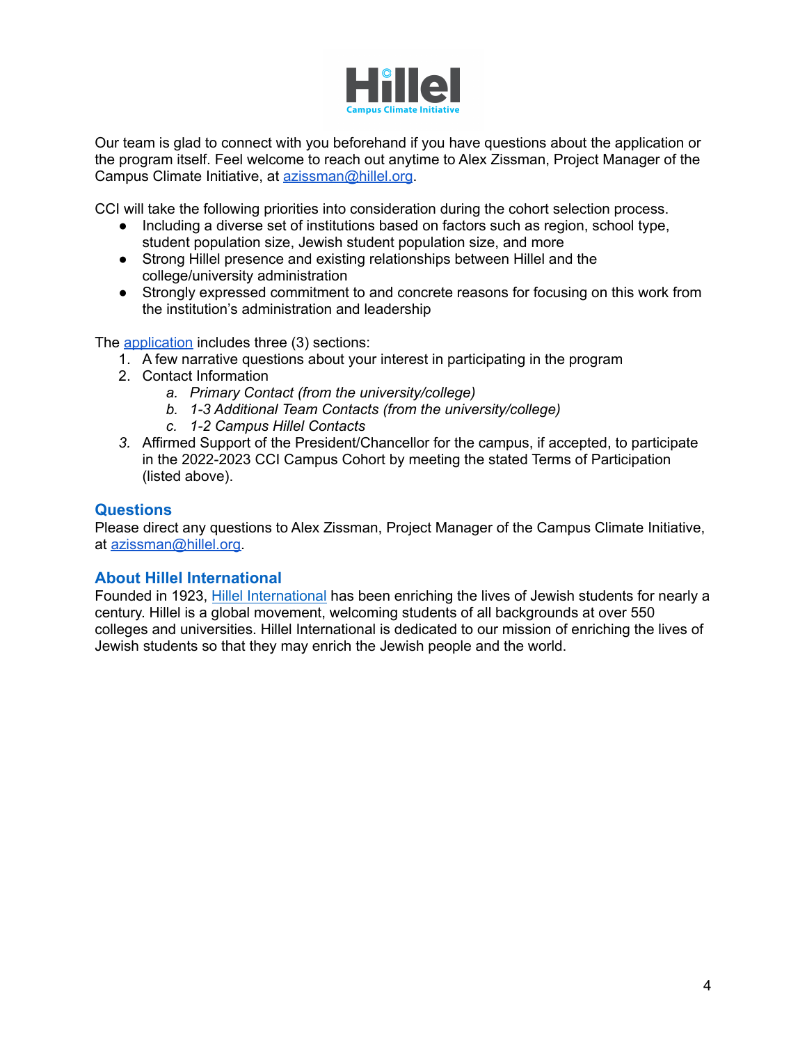Our team is glad to connect with you beforehand if you have questions about the application or the program itself. Feel welcome to reach out anytime to Alex Zissman, Project Manager of the Campus Climate Initiative, at azissman@hillel.org.

CCI will take the following priorities into consideration during the cohort selection process.

- Including a diverse set of institutions based on factors such as region, school type, student population size, Jewish student population size, and more
- Strong Hillel presence and existing relationships between Hillel and the college/university administration
- Strongly expressed commitment to and concrete reasons for focusing on this work from the institution's administration and leadership

The application includes three (3) sections:

1. A few narrative questions about your interest in participating in the program
2. Contact Information
   a. *Primary Contact (from the university/college)*
   b. *1-3 Additional Team Contacts (from the university/college)*
   c. *1-2 Campus Hillel Contacts*
3. Affirmed Support of the President/Chancellor for the campus, if accepted, to participate in the 2022-2023 CCI Campus Cohort by meeting the stated Terms of Participation (listed above).

## Questions

Please direct any questions to Alex Zissman, Project Manager of the Campus Climate Initiative, at azissman@hillel.org.

## About Hillel International

Founded in 1923, Hillel International has been enriching the lives of Jewish students for nearly a century. Hillel is a global movement, welcoming students of all backgrounds at over 550 colleges and universities. Hillel International is dedicated to our mission of enriching the lives of Jewish students so that they may enrich the Jewish people and the world.